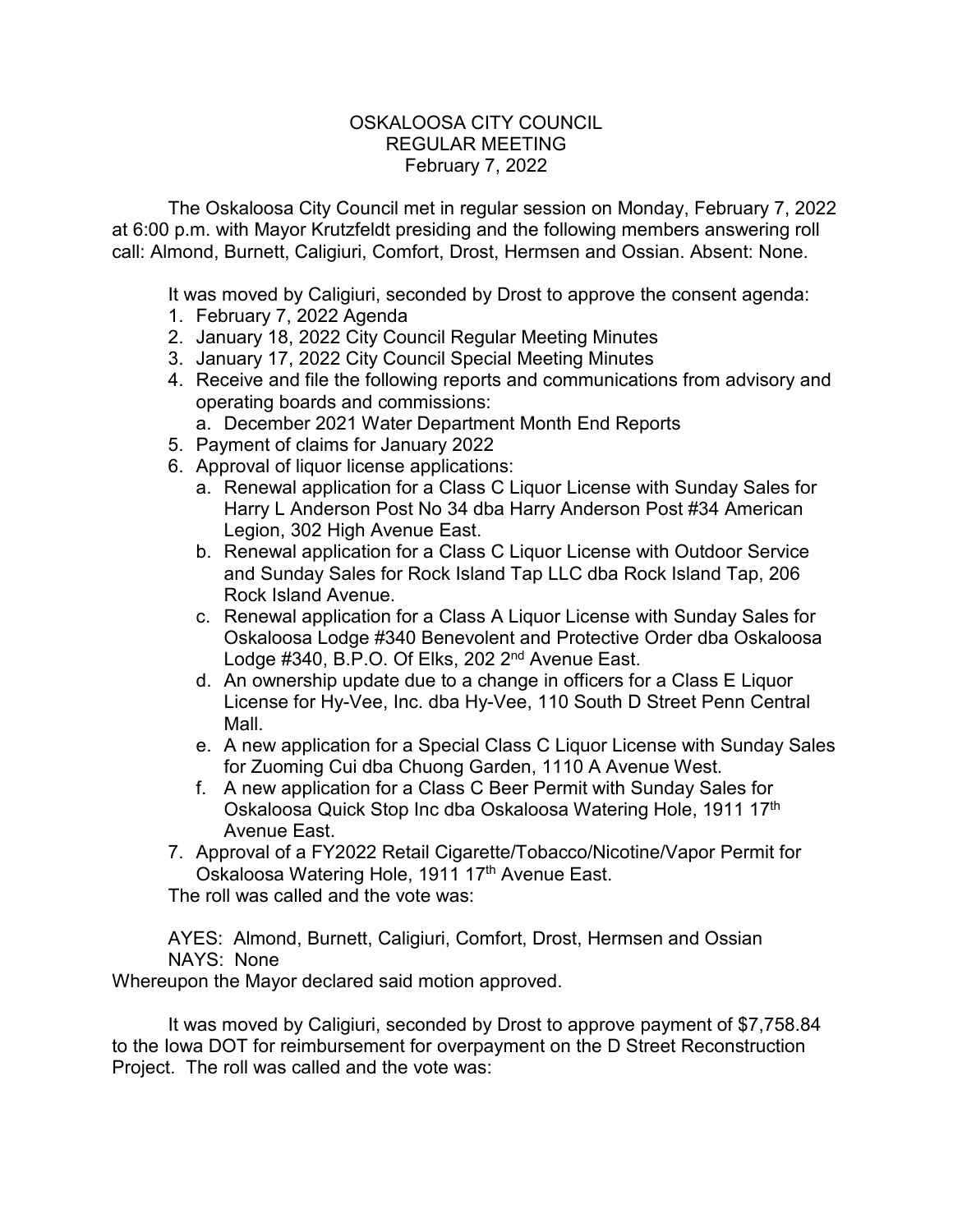# OSKALOOSA CITY COUNCIL
## REGULAR MEETING
### February 7, 2022

The Oskaloosa City Council met in regular session on Monday, February 7, 2022 at 6:00 p.m. with Mayor Krutzfeldt presiding and the following members answering roll call: Almond, Burnett, Caligiuri, Comfort, Drost, Hermsen and Ossian. Absent: None.

It was moved by Caligiuri, seconded by Drost to approve the consent agenda:

1. February 7, 2022 Agenda
2. January 18, 2022 City Council Regular Meeting Minutes
3. January 17, 2022 City Council Special Meeting Minutes
4. Receive and file the following reports and communications from advisory and operating boards and commissions:
   a. December 2021 Water Department Month End Reports
5. Payment of claims for January 2022
6. Approval of liquor license applications:
   a. Renewal application for a Class C Liquor License with Sunday Sales for Harry L Anderson Post No 34 dba Harry Anderson Post #34 American Legion, 302 High Avenue East.
   b. Renewal application for a Class C Liquor License with Outdoor Service and Sunday Sales for Rock Island Tap LLC dba Rock Island Tap, 206 Rock Island Avenue.
   c. Renewal application for a Class A Liquor License with Sunday Sales for Oskaloosa Lodge #340 Benevolent and Protective Order dba Oskaloosa Lodge #340, B.P.O. Of Elks, 202 2nd Avenue East.
   d. An ownership update due to a change in officers for a Class E Liquor License for Hy-Vee, Inc. dba Hy-Vee, 110 South D Street Penn Central Mall.
   e. A new application for a Special Class C Liquor License with Sunday Sales for Zuoming Cui dba Chuong Garden, 1110 A Avenue West.
   f. A new application for a Class C Beer Permit with Sunday Sales for Oskaloosa Quick Stop Inc dba Oskaloosa Watering Hole, 1911 17th Avenue East.
7. Approval of a FY2022 Retail Cigarette/Tobacco/Nicotine/Vapor Permit for Oskaloosa Watering Hole, 1911 17th Avenue East.

The roll was called and the vote was:

AYES: Almond, Burnett, Caligiuri, Comfort, Drost, Hermsen and Ossian
NAYS: None

Whereupon the Mayor declared said motion approved.

It was moved by Caligiuri, seconded by Drost to approve payment of $7,758.84 to the Iowa DOT for reimbursement for overpayment on the D Street Reconstruction Project. The roll was called and the vote was: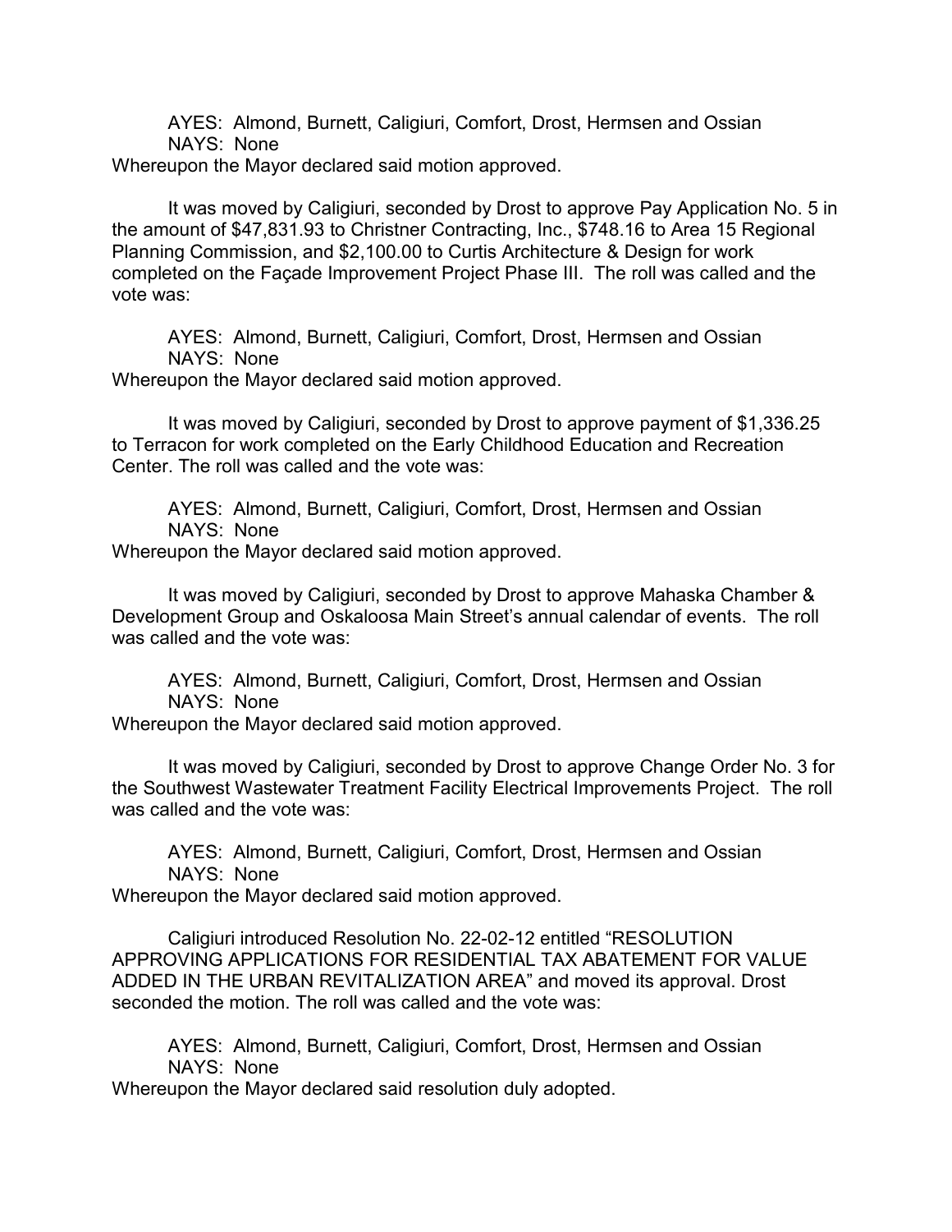AYES: Almond, Burnett, Caligiuri, Comfort, Drost, Hermsen and Ossian
NAYS: None
Whereupon the Mayor declared said motion approved.

It was moved by Caligiuri, seconded by Drost to approve Pay Application No. 5 in the amount of $47,831.93 to Christner Contracting, Inc., $748.16 to Area 15 Regional Planning Commission, and $2,100.00 to Curtis Architecture & Design for work completed on the Façade Improvement Project Phase III. The roll was called and the vote was:

AYES: Almond, Burnett, Caligiuri, Comfort, Drost, Hermsen and Ossian
NAYS: None
Whereupon the Mayor declared said motion approved.

It was moved by Caligiuri, seconded by Drost to approve payment of $1,336.25 to Terracon for work completed on the Early Childhood Education and Recreation Center. The roll was called and the vote was:

AYES: Almond, Burnett, Caligiuri, Comfort, Drost, Hermsen and Ossian
NAYS: None
Whereupon the Mayor declared said motion approved.

It was moved by Caligiuri, seconded by Drost to approve Mahaska Chamber & Development Group and Oskaloosa Main Street's annual calendar of events. The roll was called and the vote was:

AYES: Almond, Burnett, Caligiuri, Comfort, Drost, Hermsen and Ossian
NAYS: None
Whereupon the Mayor declared said motion approved.

It was moved by Caligiuri, seconded by Drost to approve Change Order No. 3 for the Southwest Wastewater Treatment Facility Electrical Improvements Project. The roll was called and the vote was:

AYES: Almond, Burnett, Caligiuri, Comfort, Drost, Hermsen and Ossian
NAYS: None
Whereupon the Mayor declared said motion approved.

Caligiuri introduced Resolution No. 22-02-12 entitled "RESOLUTION APPROVING APPLICATIONS FOR RESIDENTIAL TAX ABATEMENT FOR VALUE ADDED IN THE URBAN REVITALIZATION AREA" and moved its approval. Drost seconded the motion. The roll was called and the vote was:

AYES: Almond, Burnett, Caligiuri, Comfort, Drost, Hermsen and Ossian
NAYS: None
Whereupon the Mayor declared said resolution duly adopted.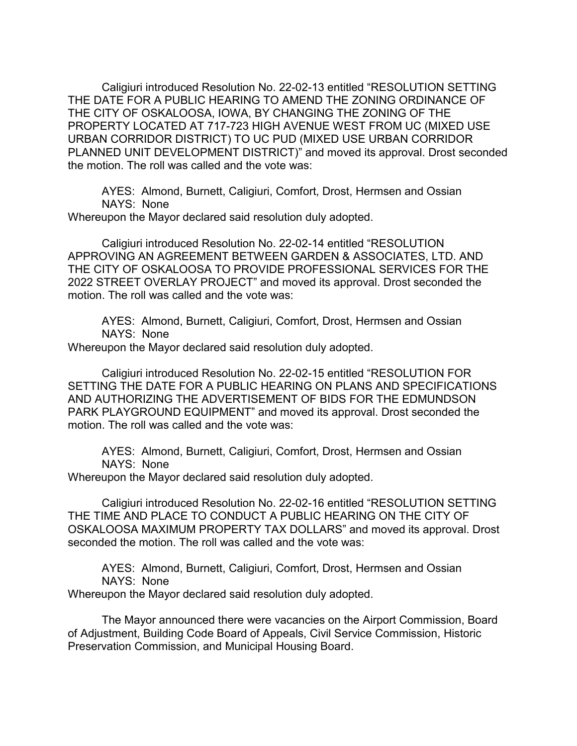Caligiuri introduced Resolution No. 22-02-13 entitled "RESOLUTION SETTING THE DATE FOR A PUBLIC HEARING TO AMEND THE ZONING ORDINANCE OF THE CITY OF OSKALOOSA, IOWA, BY CHANGING THE ZONING OF THE PROPERTY LOCATED AT 717-723 HIGH AVENUE WEST FROM UC (MIXED USE URBAN CORRIDOR DISTRICT) TO UC PUD (MIXED USE URBAN CORRIDOR PLANNED UNIT DEVELOPMENT DISTRICT)" and moved its approval. Drost seconded the motion. The roll was called and the vote was:

AYES: Almond, Burnett, Caligiuri, Comfort, Drost, Hermsen and Ossian
NAYS: None

Whereupon the Mayor declared said resolution duly adopted.

Caligiuri introduced Resolution No. 22-02-14 entitled "RESOLUTION APPROVING AN AGREEMENT BETWEEN GARDEN & ASSOCIATES, LTD. AND THE CITY OF OSKALOOSA TO PROVIDE PROFESSIONAL SERVICES FOR THE 2022 STREET OVERLAY PROJECT" and moved its approval. Drost seconded the motion. The roll was called and the vote was:

AYES: Almond, Burnett, Caligiuri, Comfort, Drost, Hermsen and Ossian
NAYS: None

Whereupon the Mayor declared said resolution duly adopted.

Caligiuri introduced Resolution No. 22-02-15 entitled "RESOLUTION FOR SETTING THE DATE FOR A PUBLIC HEARING ON PLANS AND SPECIFICATIONS AND AUTHORIZING THE ADVERTISEMENT OF BIDS FOR THE EDMUNDSON PARK PLAYGROUND EQUIPMENT" and moved its approval. Drost seconded the motion. The roll was called and the vote was:

AYES: Almond, Burnett, Caligiuri, Comfort, Drost, Hermsen and Ossian
NAYS: None

Whereupon the Mayor declared said resolution duly adopted.

Caligiuri introduced Resolution No. 22-02-16 entitled "RESOLUTION SETTING THE TIME AND PLACE TO CONDUCT A PUBLIC HEARING ON THE CITY OF OSKALOOSA MAXIMUM PROPERTY TAX DOLLARS" and moved its approval. Drost seconded the motion. The roll was called and the vote was:

AYES: Almond, Burnett, Caligiuri, Comfort, Drost, Hermsen and Ossian
NAYS: None

Whereupon the Mayor declared said resolution duly adopted.

The Mayor announced there were vacancies on the Airport Commission, Board of Adjustment, Building Code Board of Appeals, Civil Service Commission, Historic Preservation Commission, and Municipal Housing Board.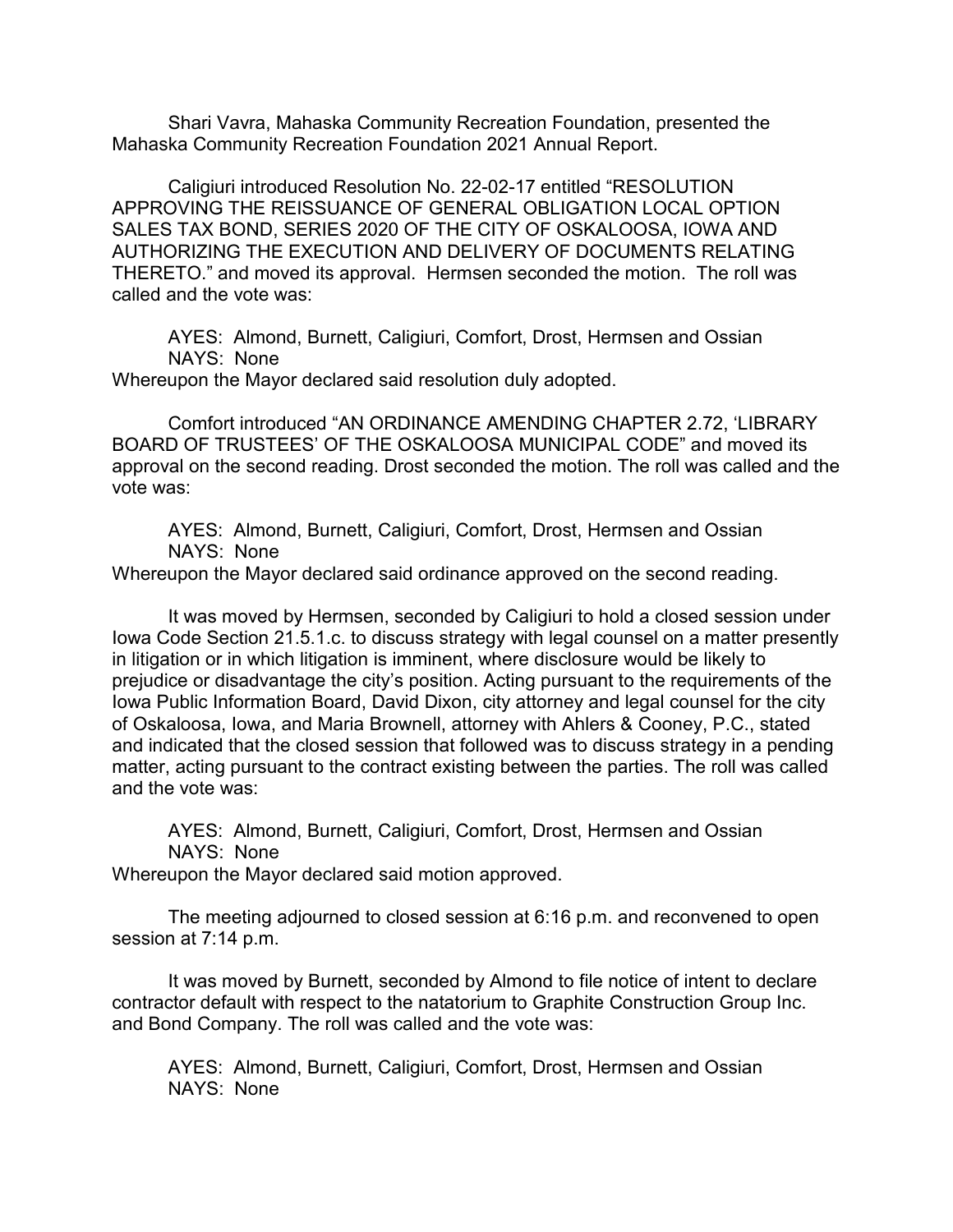Shari Vavra, Mahaska Community Recreation Foundation, presented the Mahaska Community Recreation Foundation 2021 Annual Report.

Caligiuri introduced Resolution No. 22-02-17 entitled "RESOLUTION APPROVING THE REISSUANCE OF GENERAL OBLIGATION LOCAL OPTION SALES TAX BOND, SERIES 2020 OF THE CITY OF OSKALOOSA, IOWA AND AUTHORIZING THE EXECUTION AND DELIVERY OF DOCUMENTS RELATING THERETO." and moved its approval. Hermsen seconded the motion. The roll was called and the vote was:

AYES: Almond, Burnett, Caligiuri, Comfort, Drost, Hermsen and Ossian
NAYS: None

Whereupon the Mayor declared said resolution duly adopted.

Comfort introduced "AN ORDINANCE AMENDING CHAPTER 2.72, 'LIBRARY BOARD OF TRUSTEES' OF THE OSKALOOSA MUNICIPAL CODE" and moved its approval on the second reading. Drost seconded the motion. The roll was called and the vote was:

AYES: Almond, Burnett, Caligiuri, Comfort, Drost, Hermsen and Ossian
NAYS: None

Whereupon the Mayor declared said ordinance approved on the second reading.

It was moved by Hermsen, seconded by Caligiuri to hold a closed session under Iowa Code Section 21.5.1.c. to discuss strategy with legal counsel on a matter presently in litigation or in which litigation is imminent, where disclosure would be likely to prejudice or disadvantage the city's position. Acting pursuant to the requirements of the Iowa Public Information Board, David Dixon, city attorney and legal counsel for the city of Oskaloosa, Iowa, and Maria Brownell, attorney with Ahlers & Cooney, P.C., stated and indicated that the closed session that followed was to discuss strategy in a pending matter, acting pursuant to the contract existing between the parties. The roll was called and the vote was:

AYES: Almond, Burnett, Caligiuri, Comfort, Drost, Hermsen and Ossian
NAYS: None

Whereupon the Mayor declared said motion approved.

The meeting adjourned to closed session at 6:16 p.m. and reconvened to open session at 7:14 p.m.

It was moved by Burnett, seconded by Almond to file notice of intent to declare contractor default with respect to the natatorium to Graphite Construction Group Inc. and Bond Company. The roll was called and the vote was:

AYES: Almond, Burnett, Caligiuri, Comfort, Drost, Hermsen and Ossian
NAYS: None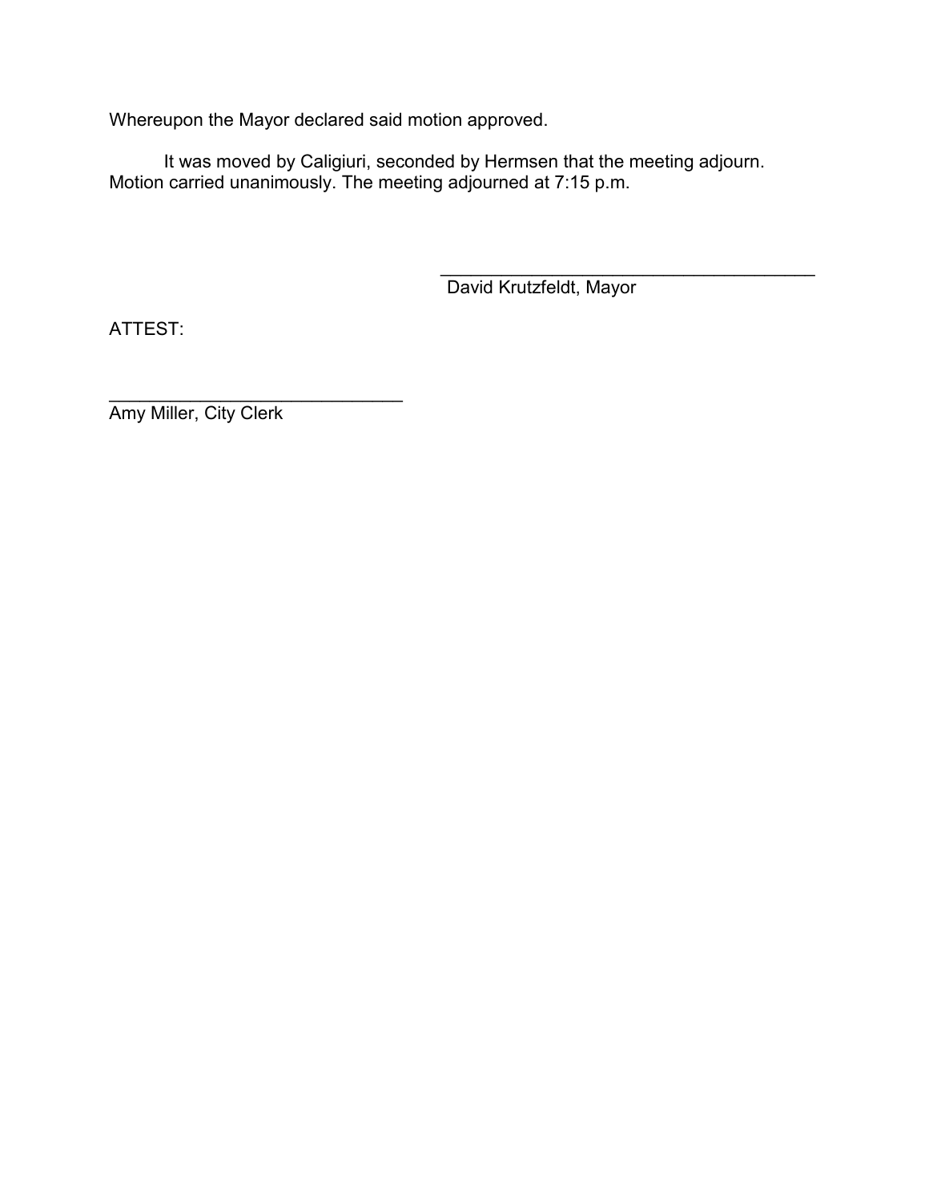Whereupon the Mayor declared said motion approved.

It was moved by Caligiuri, seconded by Hermsen that the meeting adjourn. Motion carried unanimously. The meeting adjourned at 7:15 p.m.

\_\_\_\_\_\_\_\_\_\_\_\_\_\_\_\_\_\_\_\_\_\_\_\_\_\_\_\_\_\_\_\_\_\_\_\_\_\_\_

David Krutzfeldt, Mayor

ATTEST:

\_\_\_\_\_\_\_\_\_\_\_\_\_\_\_\_\_\_\_\_\_\_\_\_\_\_\_\_\_\_

Amy Miller, City Clerk